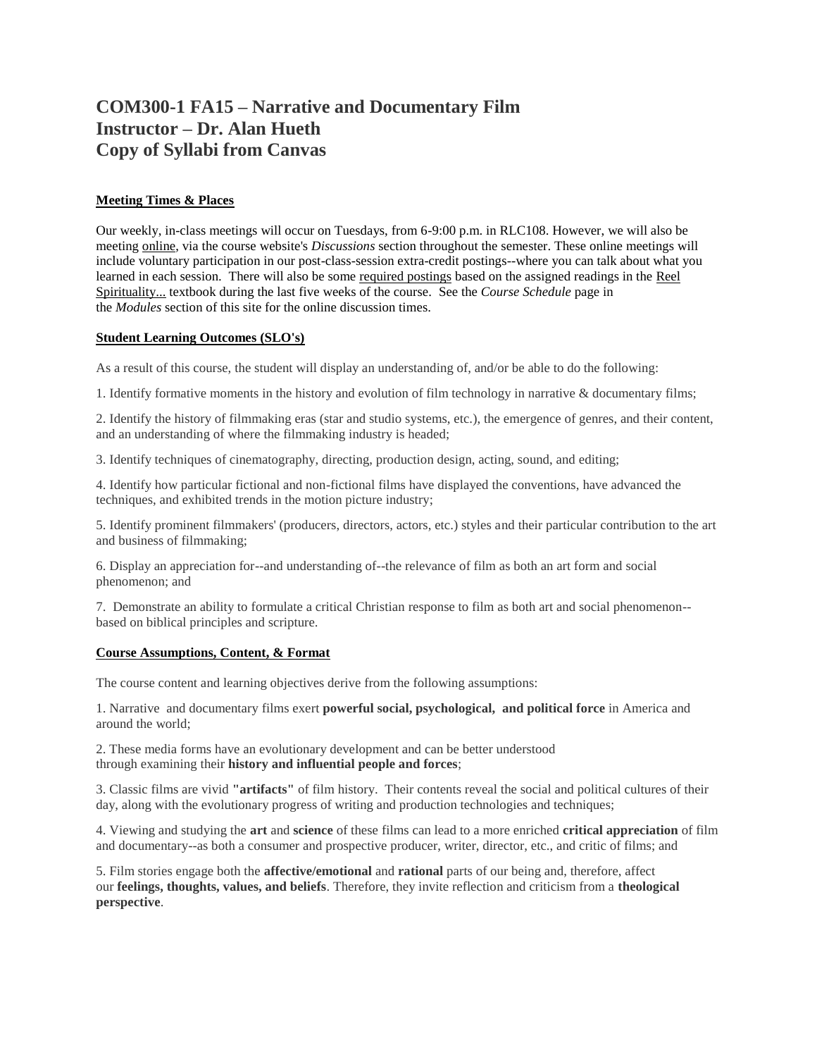# COM300-1 FA15 – Narrative and Documentary Film
# Instructor – Dr. Alan Hueth
# Copy of Syllabi from Canvas

## Meeting Times & Places

Our weekly, in-class meetings will occur on Tuesdays, from 6-9:00 p.m. in RLC108. However, we will also be meeting online, via the course website's *Discussions* section throughout the semester. These online meetings will include voluntary participation in our post-class-session extra-credit postings--where you can talk about what you learned in each session. There will also be some required postings based on the assigned readings in the Reel Spirituality... textbook during the last five weeks of the course. See the *Course Schedule* page in the *Modules* section of this site for the online discussion times.

## Student Learning Outcomes (SLO's)

As a result of this course, the student will display an understanding of, and/or be able to do the following:

1. Identify formative moments in the history and evolution of film technology in narrative & documentary films;

2. Identify the history of filmmaking eras (star and studio systems, etc.), the emergence of genres, and their content, and an understanding of where the filmmaking industry is headed;

3. Identify techniques of cinematography, directing, production design, acting, sound, and editing;

4. Identify how particular fictional and non-fictional films have displayed the conventions, have advanced the techniques, and exhibited trends in the motion picture industry;

5. Identify prominent filmmakers' (producers, directors, actors, etc.) styles and their particular contribution to the art and business of filmmaking;

6. Display an appreciation for--and understanding of--the relevance of film as both an art form and social phenomenon; and

7. Demonstrate an ability to formulate a critical Christian response to film as both art and social phenomenon--based on biblical principles and scripture.

## Course Assumptions, Content, & Format

The course content and learning objectives derive from the following assumptions:

1. Narrative and documentary films exert **powerful social, psychological, and political force** in America and around the world;

2. These media forms have an evolutionary development and can be better understood through examining their **history and influential people and forces**;

3. Classic films are vivid **"artifacts"** of film history. Their contents reveal the social and political cultures of their day, along with the evolutionary progress of writing and production technologies and techniques;

4. Viewing and studying the **art** and **science** of these films can lead to a more enriched **critical appreciation** of film and documentary--as both a consumer and prospective producer, writer, director, etc., and critic of films; and

5. Film stories engage both the **affective/emotional** and **rational** parts of our being and, therefore, affect our **feelings, thoughts, values, and beliefs**. Therefore, they invite reflection and criticism from a **theological perspective**.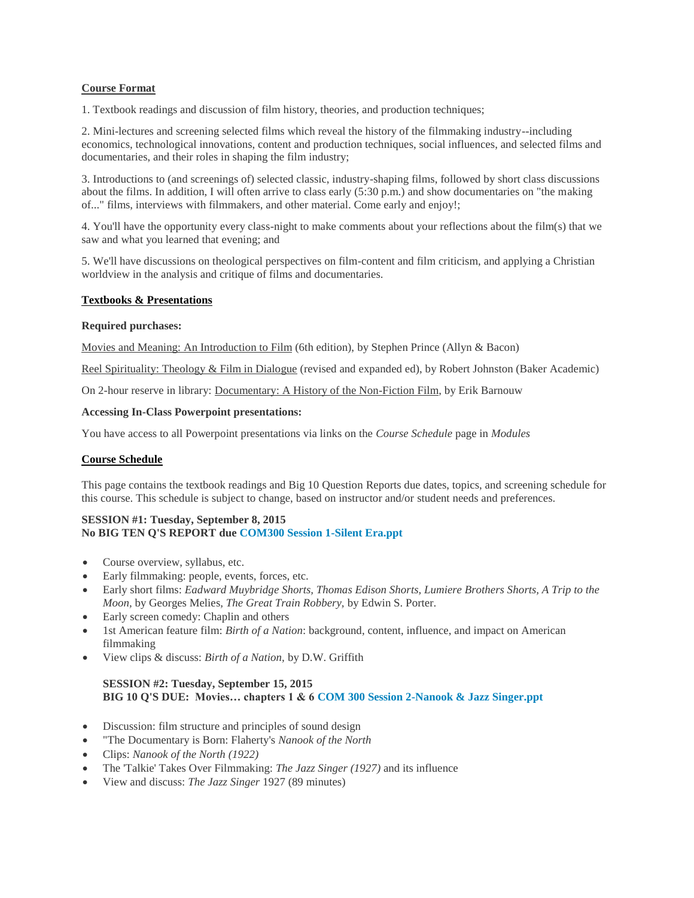## Course Format

1. Textbook readings and discussion of film history, theories, and production techniques;

2. Mini-lectures and screening selected films which reveal the history of the filmmaking industry--including economics, technological innovations, content and production techniques, social influences, and selected films and documentaries, and their roles in shaping the film industry;

3. Introductions to (and screenings of) selected classic, industry-shaping films, followed by short class discussions about the films. In addition, I will often arrive to class early (5:30 p.m.) and show documentaries on "the making of..." films, interviews with filmmakers, and other material. Come early and enjoy!;

4. You'll have the opportunity every class-night to make comments about your reflections about the film(s) that we saw and what you learned that evening; and

5. We'll have discussions on theological perspectives on film-content and film criticism, and applying a Christian worldview in the analysis and critique of films and documentaries.

## Textbooks & Presentations

**Required purchases:**

Movies and Meaning: An Introduction to Film (6th edition), by Stephen Prince (Allyn & Bacon)

Reel Spirituality: Theology & Film in Dialogue (revised and expanded ed), by Robert Johnston (Baker Academic)

On 2-hour reserve in library: Documentary: A History of the Non-Fiction Film, by Erik Barnouw

**Accessing In-Class Powerpoint presentations:**

You have access to all Powerpoint presentations via links on the *Course Schedule* page in *Modules*

## Course Schedule

This page contains the textbook readings and Big 10 Question Reports due dates, topics, and screening schedule for this course. This schedule is subject to change, based on instructor and/or student needs and preferences.

**SESSION #1: Tuesday, September 8, 2015**
**No BIG TEN Q'S REPORT due COM300 Session 1-Silent Era.ppt**

- Course overview, syllabus, etc.
- Early filmmaking: people, events, forces, etc.
- Early short films: *Eadward Muybridge Shorts, Thomas Edison Shorts, Lumiere Brothers Shorts, A Trip to the Moon,* by Georges Melies, *The Great Train Robbery,* by Edwin S. Porter.
- Early screen comedy: Chaplin and others
- 1st American feature film: *Birth of a Nation*: background, content, influence, and impact on American filmmaking
- View clips & discuss: *Birth of a Nation,* by D.W. Griffith

**SESSION #2: Tuesday, September 15, 2015**
**BIG 10 Q'S DUE: Movies… chapters 1 & 6 COM 300 Session 2-Nanook & Jazz Singer.ppt**

- Discussion: film structure and principles of sound design
- "The Documentary is Born: Flaherty's *Nanook of the North*
- Clips: *Nanook of the North (1922)*
- The 'Talkie' Takes Over Filmmaking: *The Jazz Singer (1927)* and its influence
- View and discuss: *The Jazz Singer* 1927 (89 minutes)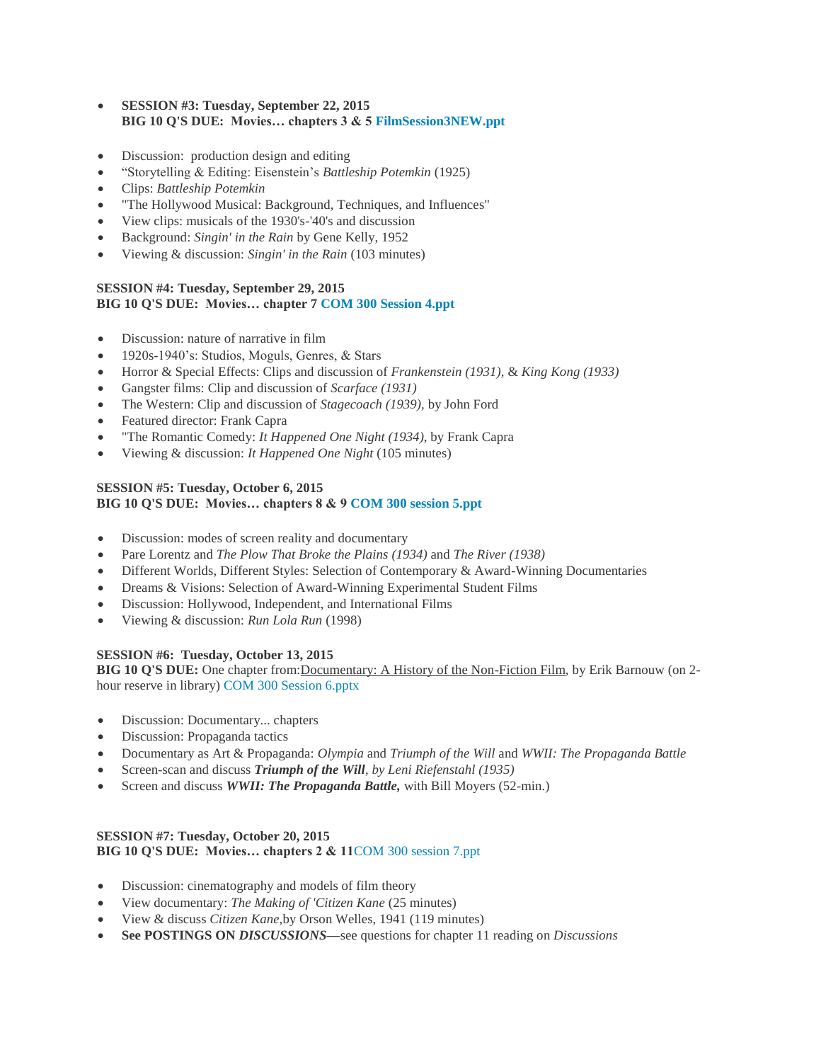- **SESSION #3: Tuesday, September 22, 2015**
  **BIG 10 Q'S DUE: Movies… chapters 3 & 5 FilmSession3NEW.ppt**

- Discussion: production design and editing
- "Storytelling & Editing: Eisenstein's *Battleship Potemkin* (1925)
- Clips: *Battleship Potemkin*
- "The Hollywood Musical: Background, Techniques, and Influences"
- View clips: musicals of the 1930's-'40's and discussion
- Background: *Singin' in the Rain* by Gene Kelly, 1952
- Viewing & discussion: *Singin' in the Rain* (103 minutes)

**SESSION #4: Tuesday, September 29, 2015**
**BIG 10 Q'S DUE: Movies… chapter 7 COM 300 Session 4.ppt**

- Discussion: nature of narrative in film
- 1920s-1940's: Studios, Moguls, Genres, & Stars
- Horror & Special Effects: Clips and discussion of *Frankenstein (1931),* & *King Kong (1933)*
- Gangster films: Clip and discussion of *Scarface (1931)*
- The Western: Clip and discussion of *Stagecoach (1939),* by John Ford
- Featured director: Frank Capra
- "The Romantic Comedy: *It Happened One Night (1934)*, by Frank Capra
- Viewing & discussion: *It Happened One Night* (105 minutes)

**SESSION #5: Tuesday, October 6, 2015**
**BIG 10 Q'S DUE: Movies… chapters 8 & 9 COM 300 session 5.ppt**

- Discussion: modes of screen reality and documentary
- Pare Lorentz and *The Plow That Broke the Plains (1934)* and *The River (1938)*
- Different Worlds, Different Styles: Selection of Contemporary & Award-Winning Documentaries
- Dreams & Visions: Selection of Award-Winning Experimental Student Films
- Discussion: Hollywood, Independent, and International Films
- Viewing & discussion: *Run Lola Run* (1998)

**SESSION #6: Tuesday, October 13, 2015**
**BIG 10 Q'S DUE:** One chapter from: Documentary: A History of the Non-Fiction Film, by Erik Barnouw (on 2-hour reserve in library) COM 300 Session 6.pptx

- Discussion: Documentary... chapters
- Discussion: Propaganda tactics
- Documentary as Art & Propaganda: *Olympia* and *Triumph of the Will* and *WWII: The Propaganda Battle*
- Screen-scan and discuss ***Triumph of the Will****, by Leni Riefenstahl (1935)*
- Screen and discuss ***WWII: The Propaganda Battle,*** with Bill Moyers (52-min.)

**SESSION #7: Tuesday, October 20, 2015**
**BIG 10 Q'S DUE: Movies… chapters 2 & 11** COM 300 session 7.ppt

- Discussion: cinematography and models of film theory
- View documentary: *The Making of 'Citizen Kane* (25 minutes)
- View & discuss *Citizen Kane,*by Orson Welles, 1941 (119 minutes)
- **See POSTINGS ON *DISCUSSIONS*—**see questions for chapter 11 reading on *Discussions*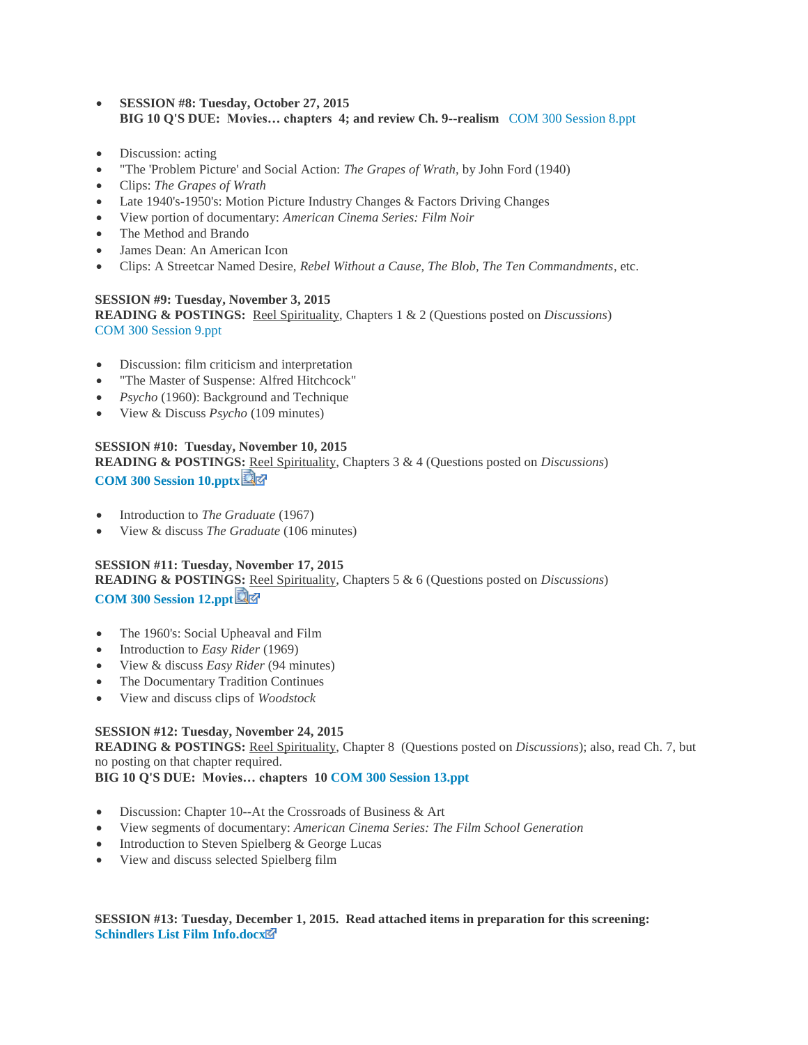- **SESSION #8: Tuesday, October 27, 2015**
  **BIG 10 Q'S DUE: Movies… chapters 4; and review Ch. 9--realism** COM 300 Session 8.ppt

- Discussion: acting
- "The 'Problem Picture' and Social Action: *The Grapes of Wrath*, by John Ford (1940)
- Clips: *The Grapes of Wrath*
- Late 1940's-1950's: Motion Picture Industry Changes & Factors Driving Changes
- View portion of documentary: *American Cinema Series: Film Noir*
- The Method and Brando
- James Dean: An American Icon
- Clips: A Streetcar Named Desire, *Rebel Without a Cause, The Blob, The Ten Commandments*, etc.

**SESSION #9: Tuesday, November 3, 2015**
**READING & POSTINGS:** Reel Spirituality, Chapters 1 & 2 (Questions posted on *Discussions*)
COM 300 Session 9.ppt

- Discussion: film criticism and interpretation
- "The Master of Suspense: Alfred Hitchcock"
- *Psycho* (1960): Background and Technique
- View & Discuss *Psycho* (109 minutes)

**SESSION #10: Tuesday, November 10, 2015**
**READING & POSTINGS:** Reel Spirituality, Chapters 3 & 4 (Questions posted on *Discussions*)
**COM 300 Session 10.pptx**

- Introduction to *The Graduate* (1967)
- View & discuss *The Graduate* (106 minutes)

**SESSION #11: Tuesday, November 17, 2015**
**READING & POSTINGS:** Reel Spirituality, Chapters 5 & 6 (Questions posted on *Discussions*)
**COM 300 Session 12.ppt**

- The 1960's: Social Upheaval and Film
- Introduction to *Easy Rider* (1969)
- View & discuss *Easy Rider* (94 minutes)
- The Documentary Tradition Continues
- View and discuss clips of *Woodstock*

**SESSION #12: Tuesday, November 24, 2015**
**READING & POSTINGS:** Reel Spirituality, Chapter 8 (Questions posted on *Discussions*); also, read Ch. 7, but no posting on that chapter required.
**BIG 10 Q'S DUE: Movies… chapters 10 COM 300 Session 13.ppt**

- Discussion: Chapter 10--At the Crossroads of Business & Art
- View segments of documentary: *American Cinema Series: The Film School Generation*
- Introduction to Steven Spielberg & George Lucas
- View and discuss selected Spielberg film

**SESSION #13: Tuesday, December 1, 2015. Read attached items in preparation for this screening:**
**Schindlers List Film Info.docx**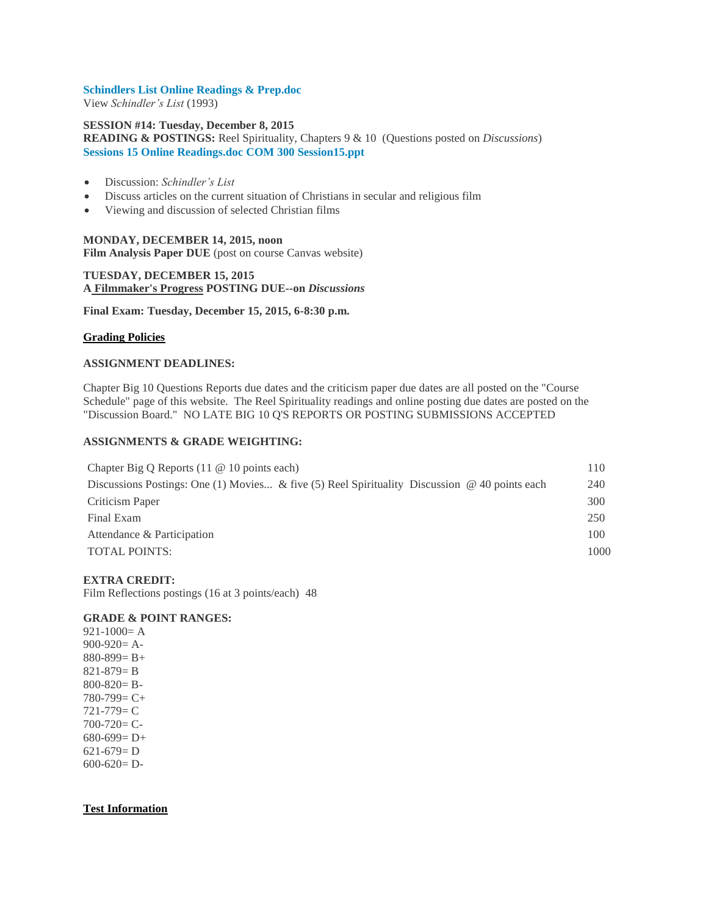**Schindlers List Online Readings & Prep.doc**
View *Schindler's List* (1993)

**SESSION #14: Tuesday, December 8, 2015**
**READING & POSTINGS:** Reel Spirituality, Chapters 9 & 10 (Questions posted on *Discussions*)
**Sessions 15 Online Readings.doc COM 300 Session15.ppt**

- Discussion: *Schindler's List*
- Discuss articles on the current situation of Christians in secular and religious film
- Viewing and discussion of selected Christian films

**MONDAY, DECEMBER 14, 2015, noon**
**Film Analysis Paper DUE** (post on course Canvas website)

**TUESDAY, DECEMBER 15, 2015**
**A Filmmaker's Progress POSTING DUE--on *Discussions***

**Final Exam: Tuesday, December 15, 2015, 6-8:30 p.m.**

## Grading Policies

**ASSIGNMENT DEADLINES:**

Chapter Big 10 Questions Reports due dates and the criticism paper due dates are all posted on the "Course Schedule" page of this website. The Reel Spirituality readings and online posting due dates are posted on the "Discussion Board." NO LATE BIG 10 Q'S REPORTS OR POSTING SUBMISSIONS ACCEPTED

**ASSIGNMENTS & GRADE WEIGHTING:**

| | |
|---|---|
| Chapter Big Q Reports (11 @ 10 points each) | 110 |
| Discussions Postings: One (1) Movies... & five (5) Reel Spirituality Discussion @ 40 points each | 240 |
| Criticism Paper | 300 |
| Final Exam | 250 |
| Attendance & Participation | 100 |
| TOTAL POINTS: | 1000 |

**EXTRA CREDIT:**
Film Reflections postings (16 at 3 points/each) 48

**GRADE & POINT RANGES:**
921-1000= A
900-920= A-
880-899= B+
821-879= B
800-820= B-
780-799= C+
721-779= C
700-720= C-
680-699= D+
621-679= D
600-620= D-

## Test Information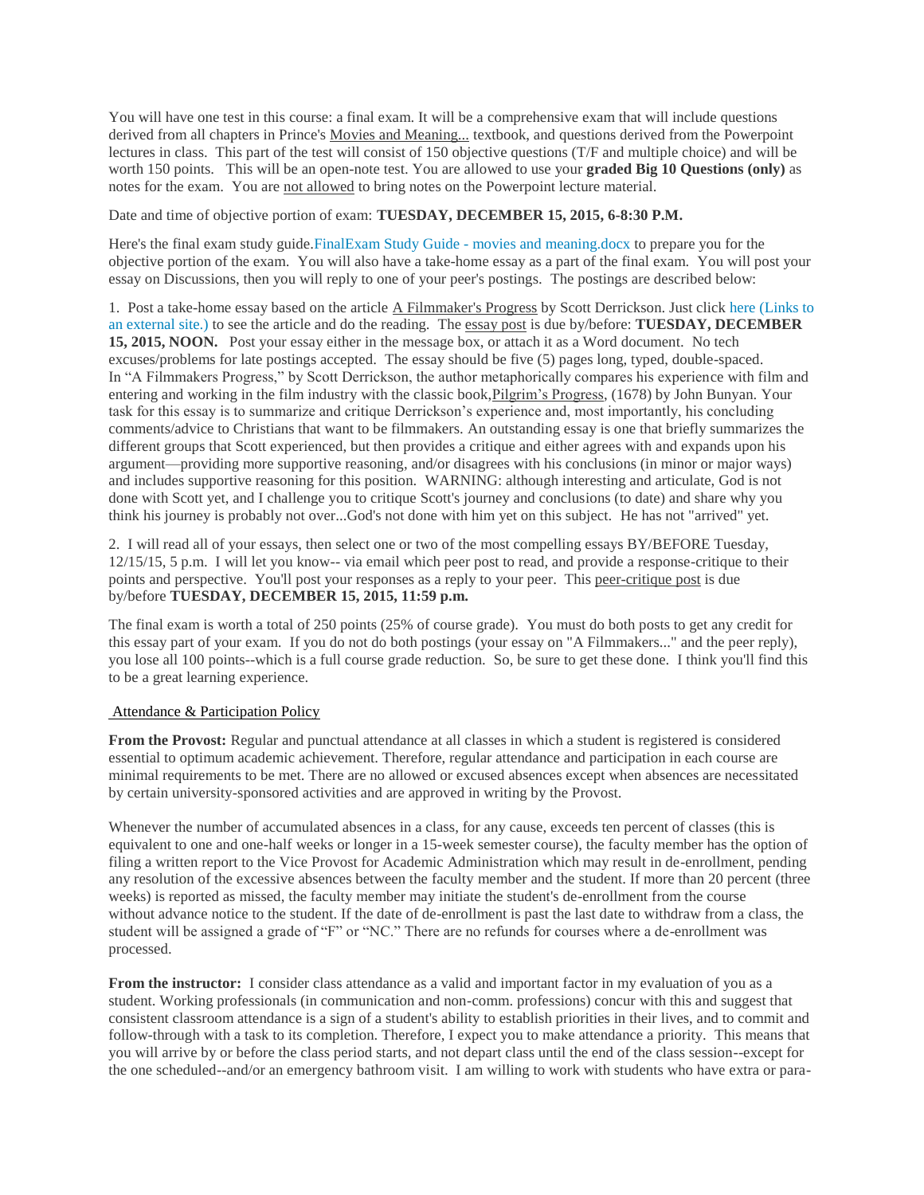You will have one test in this course: a final exam. It will be a comprehensive exam that will include questions derived from all chapters in Prince's Movies and Meaning... textbook, and questions derived from the Powerpoint lectures in class. This part of the test will consist of 150 objective questions (T/F and multiple choice) and will be worth 150 points. This will be an open-note test. You are allowed to use your **graded Big 10 Questions (only)** as notes for the exam. You are not allowed to bring notes on the Powerpoint lecture material.

Date and time of objective portion of exam: **TUESDAY, DECEMBER 15, 2015, 6-8:30 P.M.**

Here's the final exam study guide.FinalExam Study Guide - movies and meaning.docx to prepare you for the objective portion of the exam. You will also have a take-home essay as a part of the final exam. You will post your essay on Discussions, then you will reply to one of your peer's postings. The postings are described below:

1. Post a take-home essay based on the article A Filmmaker's Progress by Scott Derrickson. Just click here (Links to an external site.) to see the article and do the reading. The essay post is due by/before: **TUESDAY, DECEMBER 15, 2015, NOON.** Post your essay either in the message box, or attach it as a Word document. No tech excuses/problems for late postings accepted. The essay should be five (5) pages long, typed, double-spaced. In "A Filmmakers Progress," by Scott Derrickson, the author metaphorically compares his experience with film and entering and working in the film industry with the classic book,Pilgrim's Progress, (1678) by John Bunyan. Your task for this essay is to summarize and critique Derrickson's experience and, most importantly, his concluding comments/advice to Christians that want to be filmmakers. An outstanding essay is one that briefly summarizes the different groups that Scott experienced, but then provides a critique and either agrees with and expands upon his argument—providing more supportive reasoning, and/or disagrees with his conclusions (in minor or major ways) and includes supportive reasoning for this position. WARNING: although interesting and articulate, God is not done with Scott yet, and I challenge you to critique Scott's journey and conclusions (to date) and share why you think his journey is probably not over...God's not done with him yet on this subject. He has not "arrived" yet.

2. I will read all of your essays, then select one or two of the most compelling essays BY/BEFORE Tuesday, 12/15/15, 5 p.m. I will let you know-- via email which peer post to read, and provide a response-critique to their points and perspective. You'll post your responses as a reply to your peer. This peer-critique post is due by/before **TUESDAY, DECEMBER 15, 2015, 11:59 p.m.**

The final exam is worth a total of 250 points (25% of course grade). You must do both posts to get any credit for this essay part of your exam. If you do not do both postings (your essay on "A Filmmakers..." and the peer reply), you lose all 100 points--which is a full course grade reduction. So, be sure to get these done. I think you'll find this to be a great learning experience.

## Attendance & Participation Policy

**From the Provost:** Regular and punctual attendance at all classes in which a student is registered is considered essential to optimum academic achievement. Therefore, regular attendance and participation in each course are minimal requirements to be met. There are no allowed or excused absences except when absences are necessitated by certain university-sponsored activities and are approved in writing by the Provost.

Whenever the number of accumulated absences in a class, for any cause, exceeds ten percent of classes (this is equivalent to one and one-half weeks or longer in a 15-week semester course), the faculty member has the option of filing a written report to the Vice Provost for Academic Administration which may result in de-enrollment, pending any resolution of the excessive absences between the faculty member and the student. If more than 20 percent (three weeks) is reported as missed, the faculty member may initiate the student's de-enrollment from the course without advance notice to the student. If the date of de-enrollment is past the last date to withdraw from a class, the student will be assigned a grade of "F" or "NC." There are no refunds for courses where a de-enrollment was processed.

**From the instructor:** I consider class attendance as a valid and important factor in my evaluation of you as a student. Working professionals (in communication and non-comm. professions) concur with this and suggest that consistent classroom attendance is a sign of a student's ability to establish priorities in their lives, and to commit and follow-through with a task to its completion. Therefore, I expect you to make attendance a priority. This means that you will arrive by or before the class period starts, and not depart class until the end of the class session--except for the one scheduled--and/or an emergency bathroom visit. I am willing to work with students who have extra or para-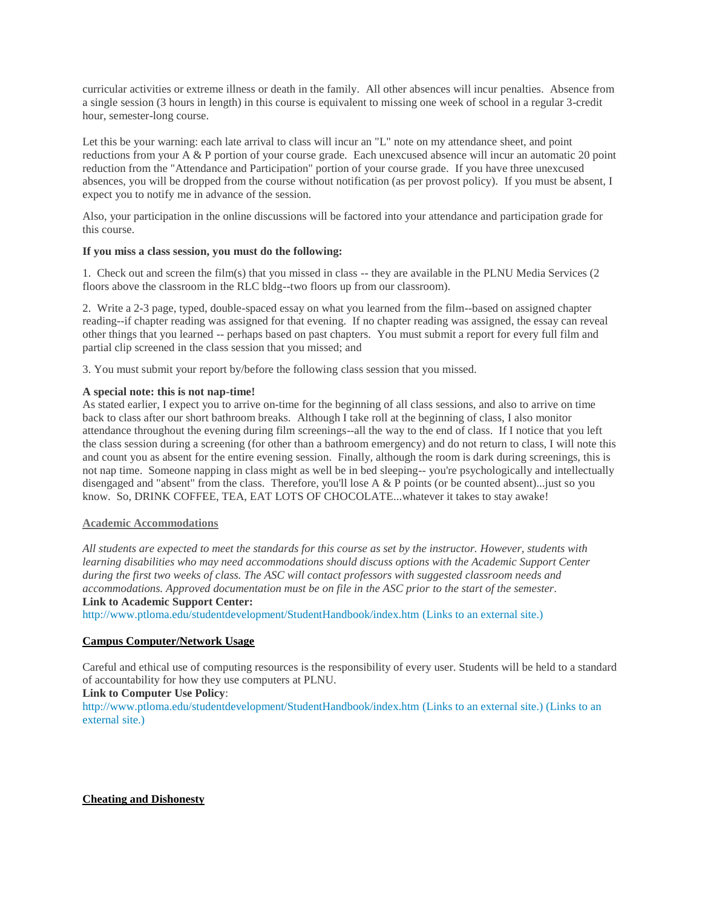curricular activities or extreme illness or death in the family. All other absences will incur penalties. Absence from a single session (3 hours in length) in this course is equivalent to missing one week of school in a regular 3-credit hour, semester-long course.

Let this be your warning: each late arrival to class will incur an "L" note on my attendance sheet, and point reductions from your A & P portion of your course grade. Each unexcused absence will incur an automatic 20 point reduction from the "Attendance and Participation" portion of your course grade. If you have three unexcused absences, you will be dropped from the course without notification (as per provost policy). If you must be absent, I expect you to notify me in advance of the session.

Also, your participation in the online discussions will be factored into your attendance and participation grade for this course.

**If you miss a class session, you must do the following:**

1. Check out and screen the film(s) that you missed in class -- they are available in the PLNU Media Services (2 floors above the classroom in the RLC bldg--two floors up from our classroom).

2. Write a 2-3 page, typed, double-spaced essay on what you learned from the film--based on assigned chapter reading--if chapter reading was assigned for that evening. If no chapter reading was assigned, the essay can reveal other things that you learned -- perhaps based on past chapters. You must submit a report for every full film and partial clip screened in the class session that you missed; and

3. You must submit your report by/before the following class session that you missed.

**A special note: this is not nap-time!**
As stated earlier, I expect you to arrive on-time for the beginning of all class sessions, and also to arrive on time back to class after our short bathroom breaks. Although I take roll at the beginning of class, I also monitor attendance throughout the evening during film screenings--all the way to the end of class. If I notice that you left the class session during a screening (for other than a bathroom emergency) and do not return to class, I will note this and count you as absent for the entire evening session. Finally, although the room is dark during screenings, this is not nap time. Someone napping in class might as well be in bed sleeping-- you're psychologically and intellectually disengaged and "absent" from the class. Therefore, you'll lose A & P points (or be counted absent)...just so you know. So, DRINK COFFEE, TEA, EAT LOTS OF CHOCOLATE...whatever it takes to stay awake!

**Academic Accommodations**

*All students are expected to meet the standards for this course as set by the instructor. However, students with learning disabilities who may need accommodations should discuss options with the Academic Support Center during the first two weeks of class. The ASC will contact professors with suggested classroom needs and accommodations. Approved documentation must be on file in the ASC prior to the start of the semester.*
**Link to Academic Support Center:**
http://www.ptloma.edu/studentdevelopment/StudentHandbook/index.htm (Links to an external site.)

**Campus Computer/Network Usage**

Careful and ethical use of computing resources is the responsibility of every user. Students will be held to a standard of accountability for how they use computers at PLNU.
**Link to Computer Use Policy**:
http://www.ptloma.edu/studentdevelopment/StudentHandbook/index.htm (Links to an external site.) (Links to an external site.)

**Cheating and Dishonesty**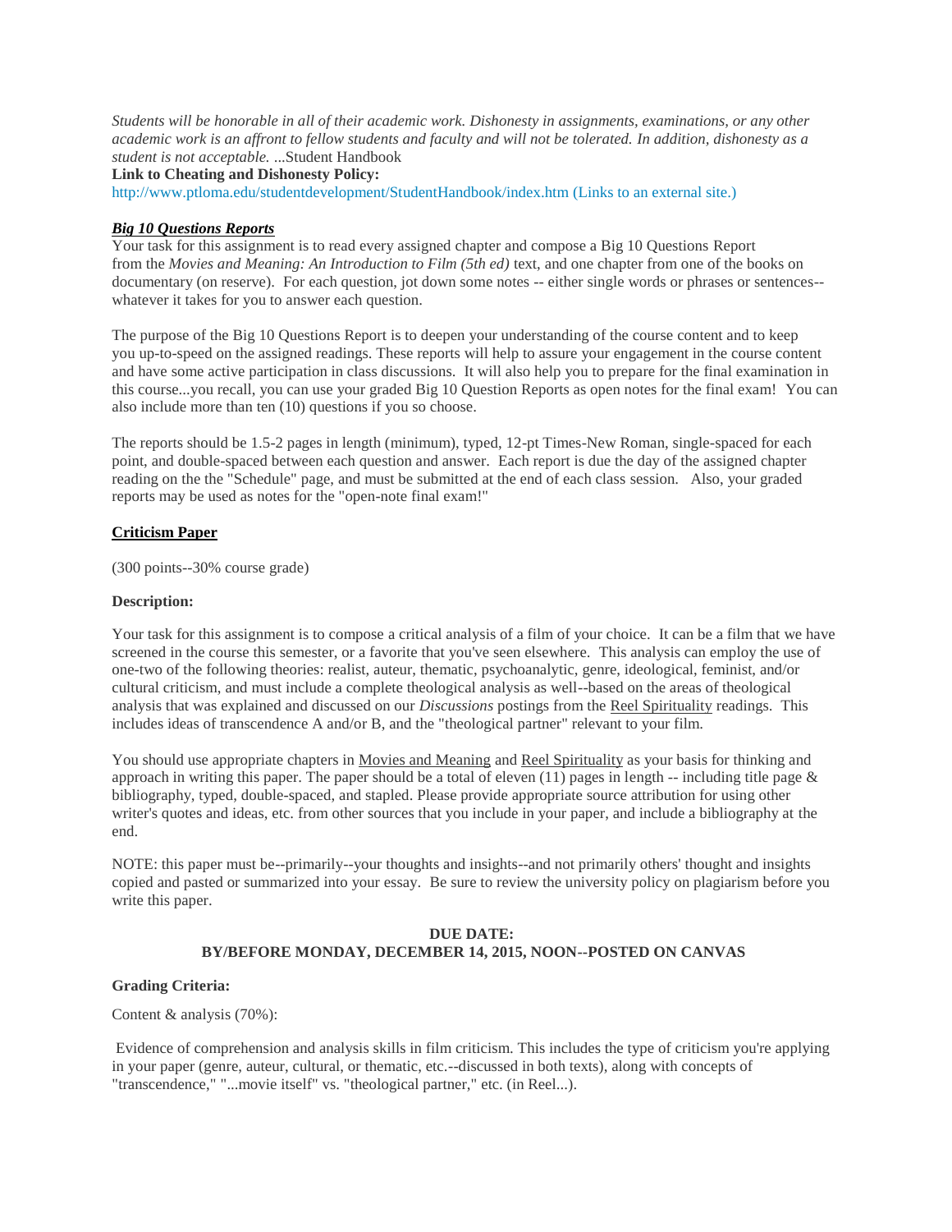*Students will be honorable in all of their academic work. Dishonesty in assignments, examinations, or any other academic work is an affront to fellow students and faculty and will not be tolerated. In addition, dishonesty as a student is not acceptable.* ...Student Handbook

**Link to Cheating and Dishonesty Policy:**
http://www.ptloma.edu/studentdevelopment/StudentHandbook/index.htm (Links to an external site.)

***Big 10 Questions Reports***

Your task for this assignment is to read every assigned chapter and compose a Big 10 Questions Report from the *Movies and Meaning: An Introduction to Film (5th ed)* text, and one chapter from one of the books on documentary (on reserve). For each question, jot down some notes -- either single words or phrases or sentences--whatever it takes for you to answer each question.

The purpose of the Big 10 Questions Report is to deepen your understanding of the course content and to keep you up-to-speed on the assigned readings. These reports will help to assure your engagement in the course content and have some active participation in class discussions. It will also help you to prepare for the final examination in this course...you recall, you can use your graded Big 10 Question Reports as open notes for the final exam! You can also include more than ten (10) questions if you so choose.

The reports should be 1.5-2 pages in length (minimum), typed, 12-pt Times-New Roman, single-spaced for each point, and double-spaced between each question and answer. Each report is due the day of the assigned chapter reading on the the "Schedule" page, and must be submitted at the end of each class session. Also, your graded reports may be used as notes for the "open-note final exam!"

**Criticism Paper**

(300 points--30% course grade)

**Description:**

Your task for this assignment is to compose a critical analysis of a film of your choice. It can be a film that we have screened in the course this semester, or a favorite that you've seen elsewhere. This analysis can employ the use of one-two of the following theories: realist, auteur, thematic, psychoanalytic, genre, ideological, feminist, and/or cultural criticism, and must include a complete theological analysis as well--based on the areas of theological analysis that was explained and discussed on our *Discussions* postings from the Reel Spirituality readings. This includes ideas of transcendence A and/or B, and the "theological partner" relevant to your film.

You should use appropriate chapters in Movies and Meaning and Reel Spirituality as your basis for thinking and approach in writing this paper. The paper should be a total of eleven (11) pages in length -- including title page & bibliography, typed, double-spaced, and stapled. Please provide appropriate source attribution for using other writer's quotes and ideas, etc. from other sources that you include in your paper, and include a bibliography at the end.

NOTE: this paper must be--primarily--your thoughts and insights--and not primarily others' thought and insights copied and pasted or summarized into your essay. Be sure to review the university policy on plagiarism before you write this paper.

**DUE DATE:**
**BY/BEFORE MONDAY, DECEMBER 14, 2015, NOON--POSTED ON CANVAS**

**Grading Criteria:**

Content & analysis (70%):

Evidence of comprehension and analysis skills in film criticism. This includes the type of criticism you're applying in your paper (genre, auteur, cultural, or thematic, etc.--discussed in both texts), along with concepts of "transcendence," "...movie itself" vs. "theological partner," etc. (in Reel...).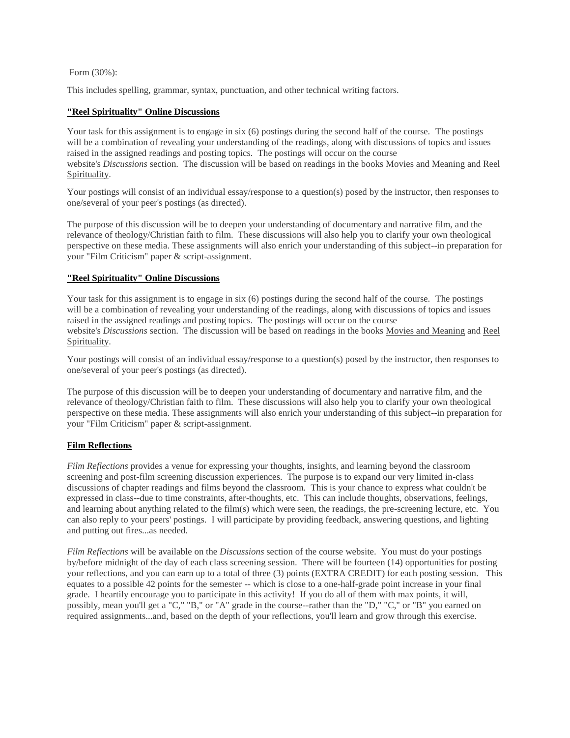Form (30%):

This includes spelling, grammar, syntax, punctuation, and other technical writing factors.

**"Reel Spirituality" Online Discussions**

Your task for this assignment is to engage in six (6) postings during the second half of the course. The postings will be a combination of revealing your understanding of the readings, along with discussions of topics and issues raised in the assigned readings and posting topics. The postings will occur on the course website's *Discussions* section. The discussion will be based on readings in the books Movies and Meaning and Reel Spirituality.

Your postings will consist of an individual essay/response to a question(s) posed by the instructor, then responses to one/several of your peer's postings (as directed).

The purpose of this discussion will be to deepen your understanding of documentary and narrative film, and the relevance of theology/Christian faith to film. These discussions will also help you to clarify your own theological perspective on these media. These assignments will also enrich your understanding of this subject--in preparation for your "Film Criticism" paper & script-assignment.

**"Reel Spirituality" Online Discussions**

Your task for this assignment is to engage in six (6) postings during the second half of the course. The postings will be a combination of revealing your understanding of the readings, along with discussions of topics and issues raised in the assigned readings and posting topics. The postings will occur on the course website's *Discussions* section. The discussion will be based on readings in the books Movies and Meaning and Reel Spirituality.

Your postings will consist of an individual essay/response to a question(s) posed by the instructor, then responses to one/several of your peer's postings (as directed).

The purpose of this discussion will be to deepen your understanding of documentary and narrative film, and the relevance of theology/Christian faith to film. These discussions will also help you to clarify your own theological perspective on these media. These assignments will also enrich your understanding of this subject--in preparation for your "Film Criticism" paper & script-assignment.

**Film Reflections**

*Film Reflections* provides a venue for expressing your thoughts, insights, and learning beyond the classroom screening and post-film screening discussion experiences. The purpose is to expand our very limited in-class discussions of chapter readings and films beyond the classroom. This is your chance to express what couldn't be expressed in class--due to time constraints, after-thoughts, etc. This can include thoughts, observations, feelings, and learning about anything related to the film(s) which were seen, the readings, the pre-screening lecture, etc. You can also reply to your peers' postings. I will participate by providing feedback, answering questions, and lighting and putting out fires...as needed.

*Film Reflections* will be available on the *Discussions* section of the course website. You must do your postings by/before midnight of the day of each class screening session. There will be fourteen (14) opportunities for posting your reflections, and you can earn up to a total of three (3) points (EXTRA CREDIT) for each posting session. This equates to a possible 42 points for the semester -- which is close to a one-half-grade point increase in your final grade. I heartily encourage you to participate in this activity! If you do all of them with max points, it will, possibly, mean you'll get a "C," "B," or "A" grade in the course--rather than the "D," "C," or "B" you earned on required assignments...and, based on the depth of your reflections, you'll learn and grow through this exercise.